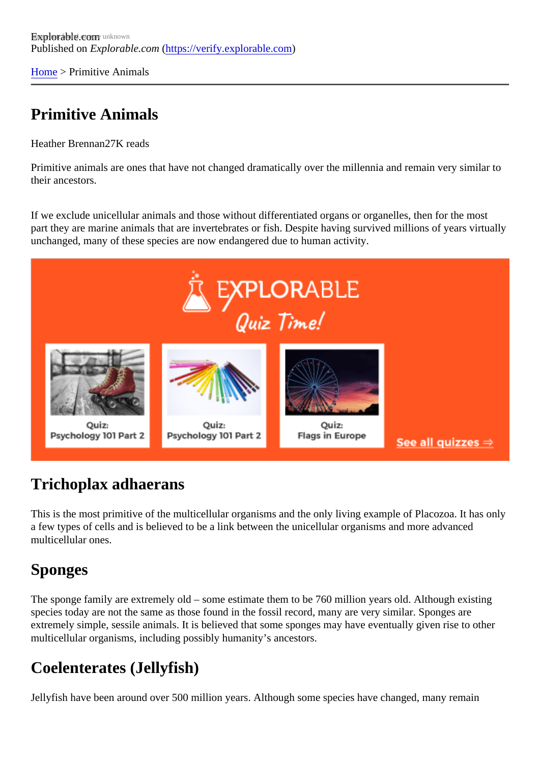Explorable.com
Published on *Explorable.com* (https://verify.explorable.com)

Home > Primitive Animals

# Primitive Animals

Heather Brennan27K reads

Primitive animals are ones that have not changed dramatically over the millennia and remain very similar to their ancestors.

If we exclude unicellular animals and those without differentiated organs or organelles, then for the most part they are marine animals that are invertebrates or fish. Despite having survived millions of years virtually unchanged, many of these species are now endangered due to human activity.

## Trichoplax adhaerans

This is the most primitive of the multicellular organisms and the only living example of Placozoa. It has only a few types of cells and is believed to be a link between the unicellular organisms and more advanced multicellular ones.

## Sponges

The sponge family are extremely old – some estimate them to be 760 million years old. Although existing species today are not the same as those found in the fossil record, many are very similar. Sponges are extremely simple, sessile animals. It is believed that some sponges may have eventually given rise to other multicellular organisms, including possibly humanity's ancestors.

## Coelenterates (Jellyfish)

Jellyfish have been around over 500 million years. Although some species have changed, many remain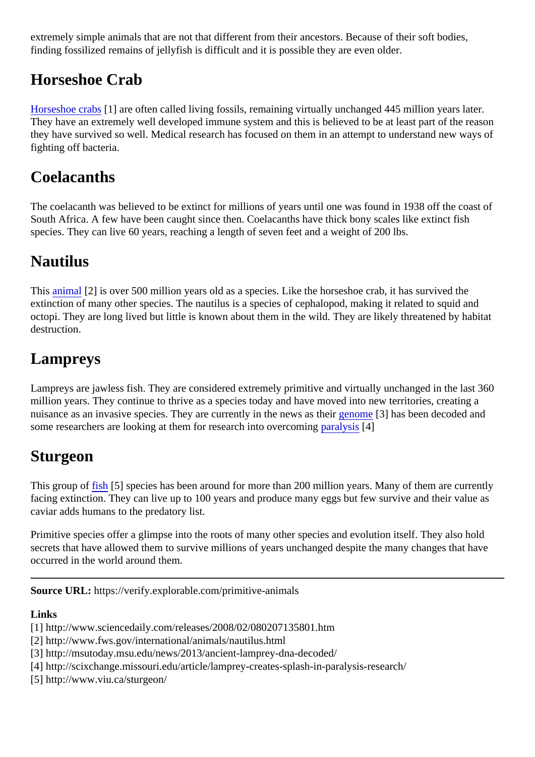extremely simple animals that are not that different from their ancestors. Because of their soft bodies, finding fossilized remains of jellyfish is difficult and it is possible they are even older.

## Horseshoe Crab

Horseshoe crabs [1] are often called living fossils, remaining virtually unchanged 445 million years later. They have an extremely well developed immune system and this is believed to be at least part of the reason they have survived so well. Medical research has focused on them in an attempt to understand new ways of fighting off bacteria.

## Coelacanths

The coelacanth was believed to be extinct for millions of years until one was found in 1938 off the coast of South Africa. A few have been caught since then. Coelacanths have thick bony scales like extinct fish species. They can live 60 years, reaching a length of seven feet and a weight of 200 lbs.

## Nautilus

This animal [2] is over 500 million years old as a species. Like the horseshoe crab, it has survived the extinction of many other species. The nautilus is a species of cephalopod, making it related to squid and octopi. They are long lived but little is known about them in the wild. They are likely threatened by habitat destruction.

## Lampreys

Lampreys are jawless fish. They are considered extremely primitive and virtually unchanged in the last 360 million years. They continue to thrive as a species today and have moved into new territories, creating a nuisance as an invasive species. They are currently in the news as their genome [3] has been decoded and some researchers are looking at them for research into overcoming paralysis [4]

## Sturgeon

This group of fish [5] species has been around for more than 200 million years. Many of them are currently facing extinction. They can live up to 100 years and produce many eggs but few survive and their value as caviar adds humans to the predatory list.

Primitive species offer a glimpse into the roots of many other species and evolution itself. They also hold secrets that have allowed them to survive millions of years unchanged despite the many changes that have occurred in the world around them.

---

**Source URL:** https://verify.explorable.com/primitive-animals

**Links**

[1] http://www.sciencedaily.com/releases/2008/02/080207135801.htm
[2] http://www.fws.gov/international/animals/nautilus.html
[3] http://msutoday.msu.edu/news/2013/ancient-lamprey-dna-decoded/
[4] http://scixchange.missouri.edu/article/lamprey-creates-splash-in-paralysis-research/
[5] http://www.viu.ca/sturgeon/